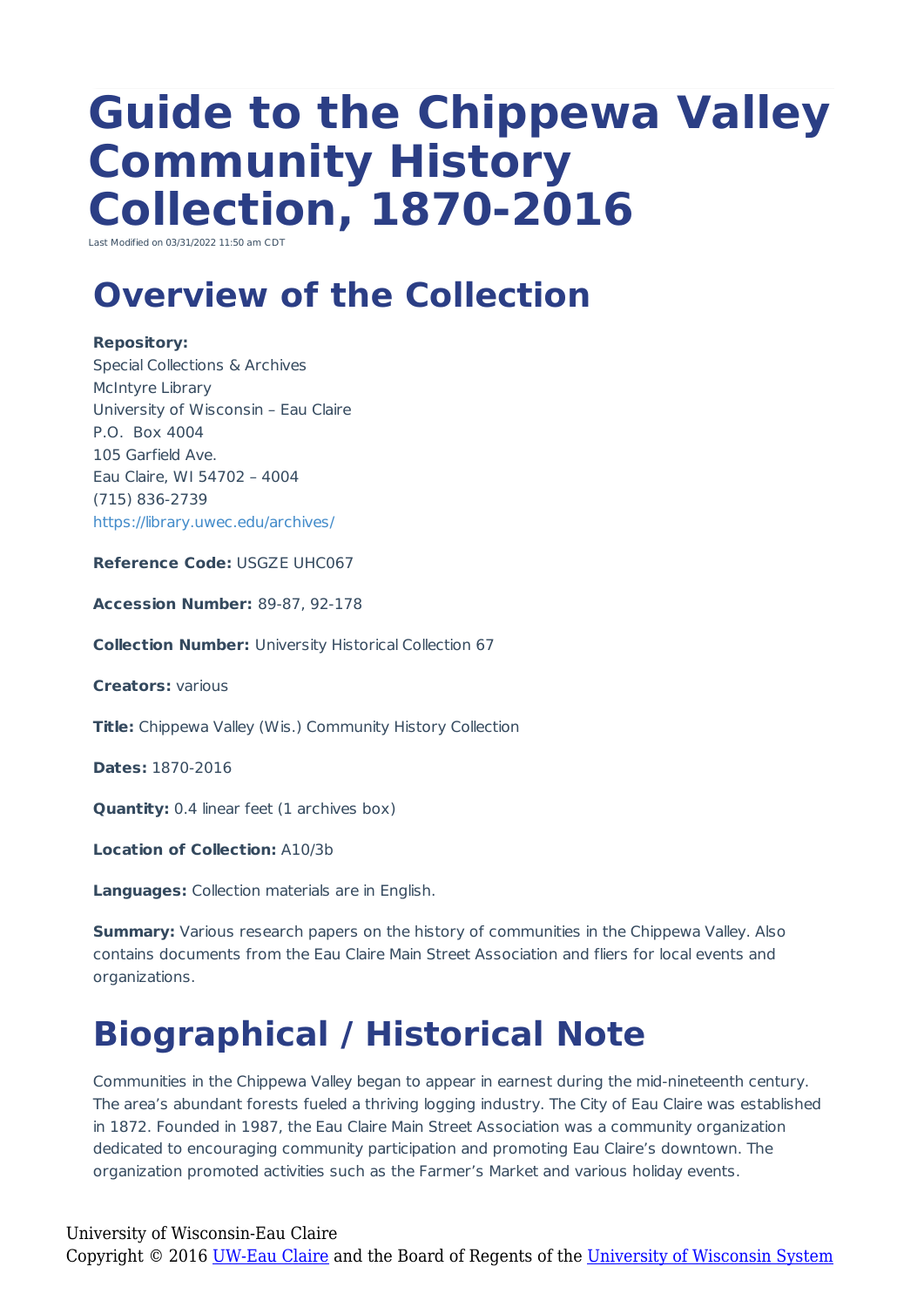# Guide to the Chippewa Valley Community History Collection, 1870-2016

Last Modified on 03/31/2022 11:50 am CDT

## Overview of the Collection

**Repository:**
Special Collections & Archives
McIntyre Library
University of Wisconsin – Eau Claire
P.O. Box 4004
105 Garfield Ave.
Eau Claire, WI 54702 – 4004
(715) 836-2739
https://library.uwec.edu/archives/

**Reference Code:** USGZE UHC067

**Accession Number:** 89-87, 92-178

**Collection Number:** University Historical Collection 67

**Creators:** various

**Title:** Chippewa Valley (Wis.) Community History Collection

**Dates:** 1870-2016

**Quantity:** 0.4 linear feet (1 archives box)

**Location of Collection:** A10/3b

**Languages:** Collection materials are in English.

**Summary:** Various research papers on the history of communities in the Chippewa Valley. Also contains documents from the Eau Claire Main Street Association and fliers for local events and organizations.

## Biographical / Historical Note

Communities in the Chippewa Valley began to appear in earnest during the mid-nineteenth century. The area's abundant forests fueled a thriving logging industry. The City of Eau Claire was established in 1872. Founded in 1987, the Eau Claire Main Street Association was a community organization dedicated to encouraging community participation and promoting Eau Claire's downtown. The organization promoted activities such as the Farmer's Market and various holiday events.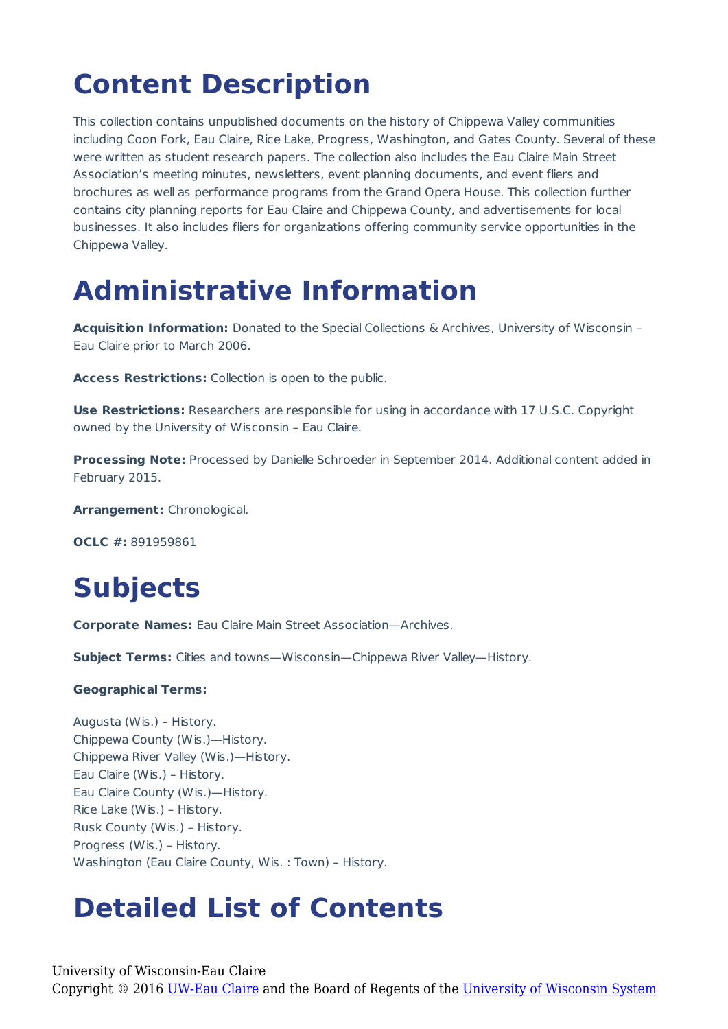# Content Description

This collection contains unpublished documents on the history of Chippewa Valley communities including Coon Fork, Eau Claire, Rice Lake, Progress, Washington, and Gates County. Several of these were written as student research papers. The collection also includes the Eau Claire Main Street Association's meeting minutes, newsletters, event planning documents, and event fliers and brochures as well as performance programs from the Grand Opera House. This collection further contains city planning reports for Eau Claire and Chippewa County, and advertisements for local businesses. It also includes fliers for organizations offering community service opportunities in the Chippewa Valley.

# Administrative Information

**Acquisition Information:** Donated to the Special Collections & Archives, University of Wisconsin – Eau Claire prior to March 2006.

**Access Restrictions:** Collection is open to the public.

**Use Restrictions:** Researchers are responsible for using in accordance with 17 U.S.C. Copyright owned by the University of Wisconsin – Eau Claire.

**Processing Note:** Processed by Danielle Schroeder in September 2014. Additional content added in February 2015.

**Arrangement:** Chronological.

**OCLC #:** 891959861

# Subjects

**Corporate Names:** Eau Claire Main Street Association—Archives.

**Subject Terms:** Cities and towns—Wisconsin—Chippewa River Valley—History.

**Geographical Terms:**

Augusta (Wis.) – History.
Chippewa County (Wis.)—History.
Chippewa River Valley (Wis.)—History.
Eau Claire (Wis.) – History.
Eau Claire County (Wis.)—History.
Rice Lake (Wis.) – History.
Rusk County (Wis.) – History.
Progress (Wis.) – History.
Washington (Eau Claire County, Wis. : Town) – History.

# Detailed List of Contents

University of Wisconsin-Eau Claire
Copyright © 2016 UW-Eau Claire and the Board of Regents of the University of Wisconsin System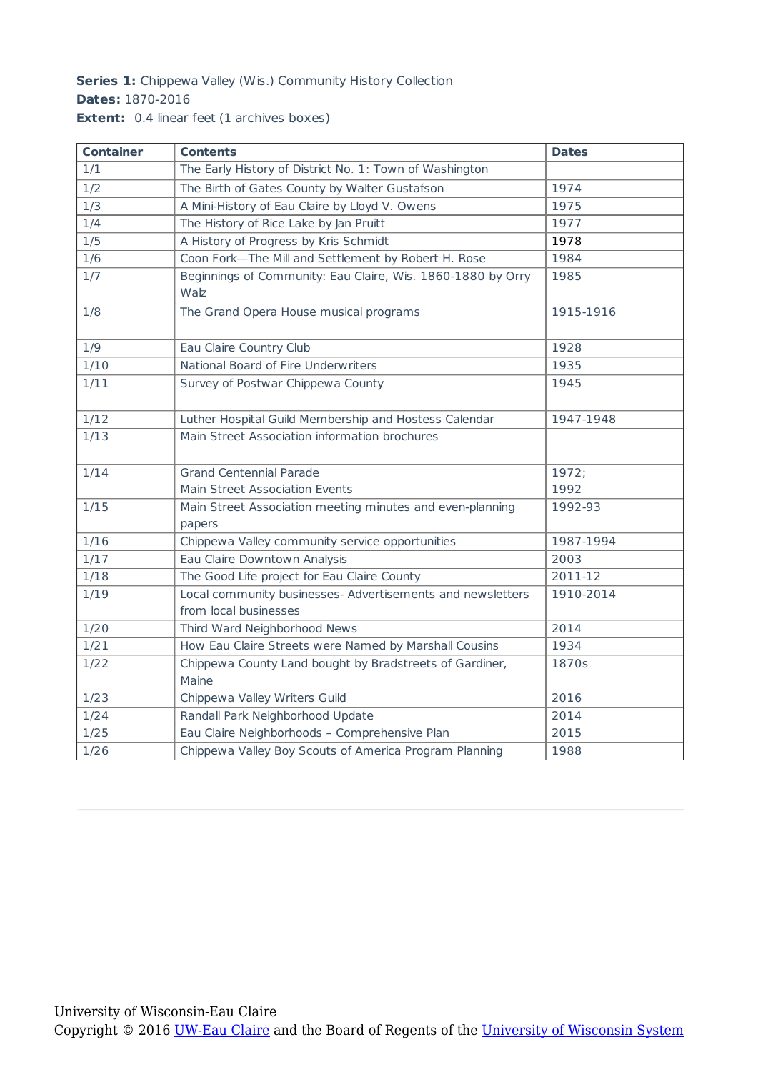**Series 1:** Chippewa Valley (Wis.) Community History Collection
**Dates:** 1870-2016
**Extent:** 0.4 linear feet (1 archives boxes)

| Container | Contents | Dates |
|---|---|---|
| 1/1 | The Early History of District No. 1: Town of Washington | |
| 1/2 | The Birth of Gates County by Walter Gustafson | 1974 |
| 1/3 | A Mini-History of Eau Claire by Lloyd V. Owens | 1975 |
| 1/4 | The History of Rice Lake by Jan Pruitt | 1977 |
| 1/5 | A History of Progress by Kris Schmidt | 1978 |
| 1/6 | Coon Fork—The Mill and Settlement by Robert H. Rose | 1984 |
| 1/7 | Beginnings of Community: Eau Claire, Wis. 1860-1880 by Orry Walz | 1985 |
| 1/8 | The Grand Opera House musical programs | 1915-1916 |
| 1/9 | Eau Claire Country Club | 1928 |
| 1/10 | National Board of Fire Underwriters | 1935 |
| 1/11 | Survey of Postwar Chippewa County | 1945 |
| 1/12 | Luther Hospital Guild Membership and Hostess Calendar | 1947-1948 |
| 1/13 | Main Street Association information brochures | |
| 1/14 | Grand Centennial Parade<br>Main Street Association Events | 1972;<br>1992 |
| 1/15 | Main Street Association meeting minutes and even-planning papers | 1992-93 |
| 1/16 | Chippewa Valley community service opportunities | 1987-1994 |
| 1/17 | Eau Claire Downtown Analysis | 2003 |
| 1/18 | The Good Life project for Eau Claire County | 2011-12 |
| 1/19 | Local community businesses- Advertisements and newsletters from local businesses | 1910-2014 |
| 1/20 | Third Ward Neighborhood News | 2014 |
| 1/21 | How Eau Claire Streets were Named by Marshall Cousins | 1934 |
| 1/22 | Chippewa County Land bought by Bradstreets of Gardiner, Maine | 1870s |
| 1/23 | Chippewa Valley Writers Guild | 2016 |
| 1/24 | Randall Park Neighborhood Update | 2014 |
| 1/25 | Eau Claire Neighborhoods – Comprehensive Plan | 2015 |
| 1/26 | Chippewa Valley Boy Scouts of America Program Planning | 1988 |

University of Wisconsin-Eau Claire
Copyright © 2016 UW-Eau Claire and the Board of Regents of the University of Wisconsin System